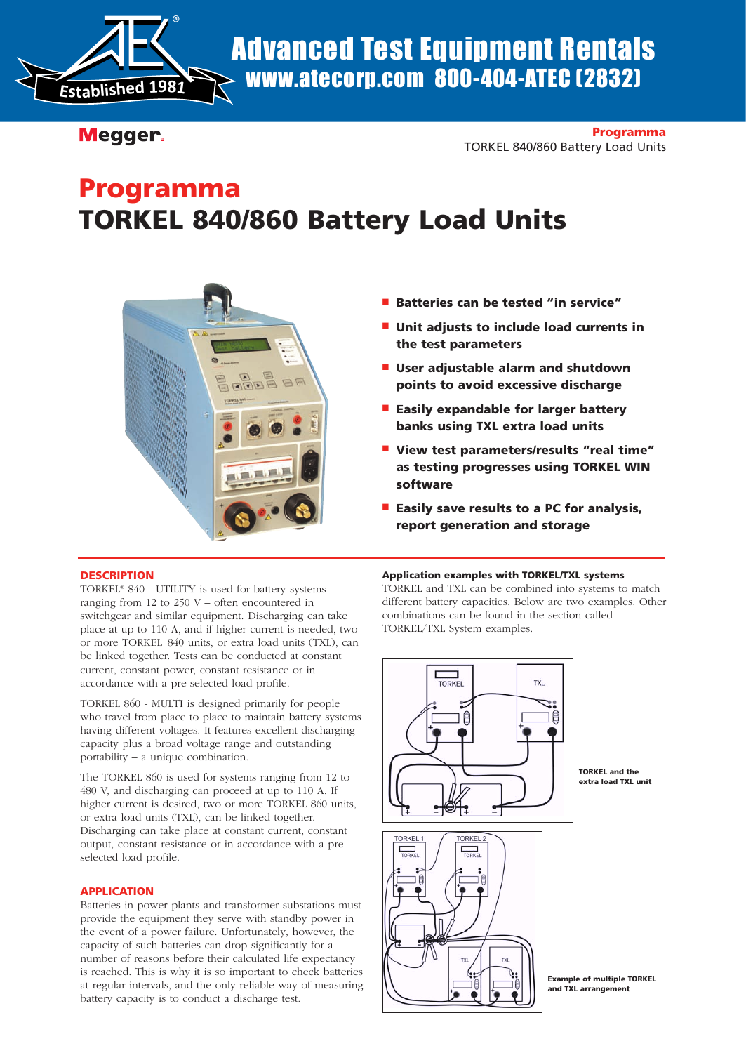Advanced Test Equipment Rentals
www.atecorp.com 800-404-ATEC (2832)

Megger.

# Programma
# TORKEL 840/860 Battery Load Units

- **Batteries can be tested "in service"**
- **Unit adjusts to include load currents in the test parameters**
- **User adjustable alarm and shutdown points to avoid excessive discharge**
- **Easily expandable for larger battery banks using TXL extra load units**
- **View test parameters/results "real time" as testing progresses using TORKEL WIN software**
- **Easily save results to a PC for analysis, report generation and storage**

## DESCRIPTION

TORKEL® 840 - UTILITY is used for battery systems ranging from 12 to 250 V – often encountered in switchgear and similar equipment. Discharging can take place at up to 110 A, and if higher current is needed, two or more TORKEL 840 units, or extra load units (TXL), can be linked together. Tests can be conducted at constant current, constant power, constant resistance or in accordance with a pre-selected load profile.

TORKEL 860 - MULTI is designed primarily for people who travel from place to place to maintain battery systems having different voltages. It features excellent discharging capacity plus a broad voltage range and outstanding portability – a unique combination.

The TORKEL 860 is used for systems ranging from 12 to 480 V, and discharging can proceed at up to 110 A. If higher current is desired, two or more TORKEL 860 units, or extra load units (TXL), can be linked together. Discharging can take place at constant current, constant output, constant resistance or in accordance with a pre-selected load profile.

## APPLICATION

Batteries in power plants and transformer substations must provide the equipment they serve with standby power in the event of a power failure. Unfortunately, however, the capacity of such batteries can drop significantly for a number of reasons before their calculated life expectancy is reached. This is why it is so important to check batteries at regular intervals, and the only reliable way of measuring battery capacity is to conduct a discharge test.

**Application examples with TORKEL/TXL systems**

TORKEL and TXL can be combined into systems to match different battery capacities. Below are two examples. Other combinations can be found in the section called TORKEL/TXL System examples.

**TORKEL and the extra load TXL unit**

**Example of multiple TORKEL and TXL arrangement**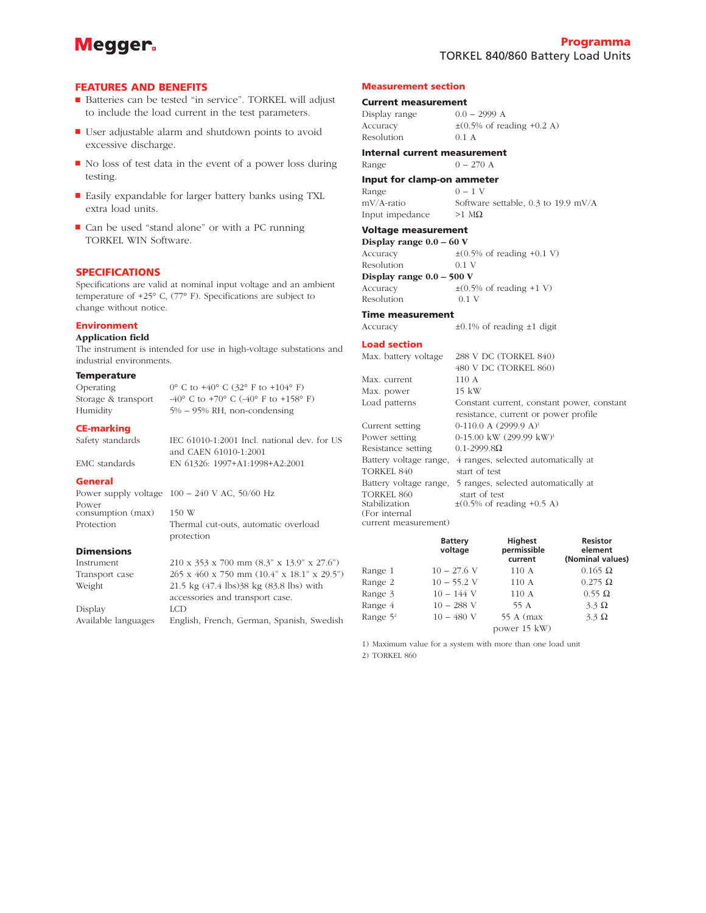## FEATURES AND BENEFITS

- Batteries can be tested "in service". TORKEL will adjust to include the load current in the test parameters.
- User adjustable alarm and shutdown points to avoid excessive discharge.
- No loss of test data in the event of a power loss during testing.
- Easily expandable for larger battery banks using TXL extra load units.
- Can be used "stand alone" or with a PC running TORKEL WIN Software.

## SPECIFICATIONS

Specifications are valid at nominal input voltage and an ambient temperature of +25° C, (77° F). Specifications are subject to change without notice.

### Environment

**Application field**

The instrument is intended for use in high-voltage substations and industrial environments.

### Temperature

| | |
|---|---|
| Operating | 0° C to +40° C (32° F to +104° F) |
| Storage & transport | -40° C to +70° C (-40° F to +158° F) |
| Humidity | 5% – 95% RH, non-condensing |

### CE-marking

| | |
|---|---|
| Safety standards | IEC 61010-1:2001 Incl. national dev. for US and CAEN 61010-1:2001 |
| EMC standards | EN 61326: 1997+A1:1998+A2:2001 |

### General

| | |
|---|---|
| Power supply voltage | 100 – 240 V AC, 50/60 Hz |
| Power consumption (max) | 150 W |
| Protection | Thermal cut-outs, automatic overload protection |

### Dimensions

| | |
|---|---|
| Instrument | 210 x 353 x 700 mm (8.3" x 13.9" x 27.6") |
| Transport case | 265 x 460 x 750 mm (10.4" x 18.1" x 29.5") |
| Weight | 21.5 kg (47.4 lbs)38 kg (83.8 lbs) with accessories and transport case. |
| Display | LCD |
| Available languages | English, French, German, Spanish, Swedish |

### Measurement section

#### Current measurement

| | |
|---|---|
| Display range | 0.0 – 2999 A |
| Accuracy | ±(0.5% of reading +0.2 A) |
| Resolution | 0.1 A |

#### Internal current measurement

| | |
|---|---|
| Range | 0 – 270 A |

#### Input for clamp-on ammeter

| | |
|---|---|
| Range | 0 – 1 V |
| mV/A-ratio | Software settable, 0.3 to 19.9 mV/A |
| Input impedance | >1 MΩ |

#### Voltage measurement

**Display range 0.0 – 60 V**

| | |
|---|---|
| Accuracy | ±(0.5% of reading +0.1 V) |
| Resolution | 0.1 V |

**Display range 0.0 – 500 V**

| | |
|---|---|
| Accuracy | ±(0.5% of reading +1 V) |
| Resolution | 0.1 V |

#### Time measurement

| | |
|---|---|
| Accuracy | ±0.1% of reading ±1 digit |

### Load section

| | |
|---|---|
| Max. battery voltage | 288 V DC (TORKEL 840)<br>480 V DC (TORKEL 860) |
| Max. current | 110 A |
| Max. power | 15 kW |
| Load patterns | Constant current, constant power, constant resistance, current or power profile |
| Current setting | 0-110.0 A (2999.9 A)[1] |
| Power setting | 0-15.00 kW (299.99 kW)[1] |
| Resistance setting | 0.1-2999.8Ω |
| Battery voltage range, TORKEL 840 | 4 ranges, selected automatically at start of test |
| Battery voltage range, TORKEL 860 | 5 ranges, selected automatically at start of test |
| Stabilization (For internal current measurement) | ±(0.5% of reading +0.5 A) |

| | Battery voltage | Highest permissible current | Resistor element (Nominal values) |
|---|---|---|---|
| Range 1 | 10 – 27.6 V | 110 A | 0.165 Ω |
| Range 2 | 10 – 55.2 V | 110 A | 0.275 Ω |
| Range 3 | 10 – 144 V | 110 A | 0.55 Ω |
| Range 4 | 10 – 288 V | 55 A | 3.3 Ω |
| Range 5[2] | 10 – 480 V | 55 A (max power 15 kW) | 3.3 Ω |

1) Maximum value for a system with more than one load unit

2) TORKEL 860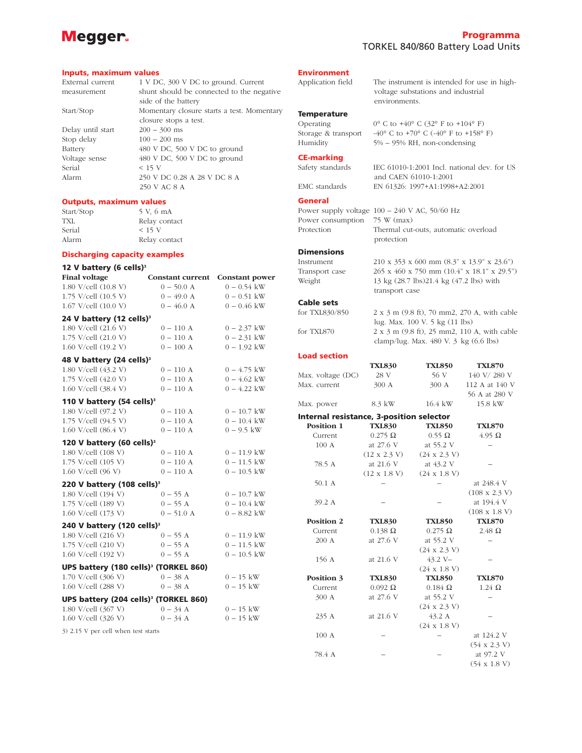## Programma
TORKEL 840/860 Battery Load Units

### Inputs, maximum values

| | |
|---|---|
| External current measurement | 1 V DC, 300 V DC to ground. Current shunt should be connected to the negative side of the battery |
| Start/Stop | Momentary closure starts a test. Momentary closure stops a test. |
| Delay until start | 200 – 300 ms |
| Stop delay | 100 – 200 ms |
| Battery | 480 V DC, 500 V DC to ground |
| Voltage sense | 480 V DC, 500 V DC to ground |
| Serial | < 15 V |
| Alarm | 250 V DC 0.28 A 28 V DC 8 A<br>250 V AC 8 A |

### Outputs, maximum values

| | |
|---|---|
| Start/Stop | 5 V, 6 mA |
| TXL | Relay contact |
| Serial | < 15 V |
| Alarm | Relay contact |

### Discharging capacity examples

| Final voltage | Constant current | Constant power |
|---|---|---|
| **12 V battery (6 cells)[3]** | | |
| 1.80 V/cell (10.8 V) | 0 – 50.0 A | 0 – 0.54 kW |
| 1.75 V/cell (10.5 V) | 0 – 49.0 A | 0 – 0.51 kW |
| 1.67 V/cell (10.0 V) | 0 – 46.0 A | 0 – 0.46 kW |
| **24 V battery (12 cells)[3]** | | |
| 1.80 V/cell (21.6 V) | 0 – 110 A | 0 – 2.37 kW |
| 1.75 V/cell (21.0 V) | 0 – 110 A | 0 – 2.31 kW |
| 1.60 V/cell (19.2 V) | 0 – 100 A | 0 – 1.92 kW |
| **48 V battery (24 cells)[3]** | | |
| 1.80 V/cell (43.2 V) | 0 – 110 A | 0 – 4.75 kW |
| 1.75 V/cell (42.0 V) | 0 – 110 A | 0 – 4.62 kW |
| 1.60 V/cell (38.4 V) | 0 – 110 A | 0 – 4.22 kW |
| **110 V battery (54 cells)[3]** | | |
| 1.80 V/cell (97.2 V) | 0 – 110 A | 0 – 10.7 kW |
| 1.75 V/cell (94.5 V) | 0 – 110 A | 0 – 10.4 kW |
| 1.60 V/cell (86.4 V) | 0 – 110 A | 0 – 9.5 kW |
| **120 V battery (60 cells)[3]** | | |
| 1.80 V/cell (108 V) | 0 – 110 A | 0 – 11.9 kW |
| 1.75 V/cell (105 V) | 0 – 110 A | 0 – 11.5 kW |
| 1.60 V/cell (96 V) | 0 – 110 A | 0 – 10.5 kW |
| **220 V battery (108 cells)[3]** | | |
| 1.80 V/cell (194 V) | 0 – 55 A | 0 – 10.7 kW |
| 1.75 V/cell (189 V) | 0 – 55 A | 0 – 10.4 kW |
| 1.60 V/cell (173 V) | 0 – 51.0 A | 0 – 8.82 kW |
| **240 V battery (120 cells)[3]** | | |
| 1.80 V/cell (216 V) | 0 – 55 A | 0 – 11.9 kW |
| 1.75 V/cell (210 V) | 0 – 55 A | 0 – 11.5 kW |
| 1.60 V/cell (192 V) | 0 – 55 A | 0 – 10.5 kW |
| **UPS battery (180 cells)[3] (TORKEL 860)** | | |
| 1.70 V/cell (306 V) | 0 – 38 A | 0 – 15 kW |
| 1.60 V/cell (288 V) | 0 – 38 A | 0 – 15 kW |
| **UPS battery (204 cells)[3] (TORKEL 860)** | | |
| 1.80 V/cell (367 V) | 0 – 34 A | 0 – 15 kW |
| 1.60 V/cell (326 V) | 0 – 34 A | 0 – 15 kW |

3) 2.15 V per cell when test starts

### Environment

| | |
|---|---|
| Application field | The instrument is intended for use in high-voltage substations and industrial environments. |

### Temperature

| | |
|---|---|
| Operating | 0° C to +40° C (32° F to +104° F) |
| Storage & transport | -40° C to +70° C (-40° F to +158° F) |
| Humidity | 5% – 95% RH, non-condensing |

### CE-marking

| | |
|---|---|
| Safety standards | IEC 61010-1:2001 Incl. national dev. for US and CAEN 61010-1:2001 |
| EMC standards | EN 61326: 1997+A1:1998+A2:2001 |

### General

| | |
|---|---|
| Power supply voltage | 100 – 240 V AC, 50/60 Hz |
| Power consumption | 75 W (max) |
| Protection | Thermal cut-outs, automatic overload protection |

### Dimensions

| | |
|---|---|
| Instrument | 210 x 353 x 600 mm (8.3" x 13.9" x 23.6") |
| Transport case | 265 x 460 x 750 mm (10.4" x 18.1" x 29.5") |
| Weight | 13 kg (28.7 lbs)21.4 kg (47.2 lbs) with transport case |

### Cable sets

| | |
|---|---|
| for TXL830/850 | 2 x 3 m (9.8 ft), 70 mm2, 270 A, with cable lug. Max. 100 V. 5 kg (11 lbs) |
| for TXL870 | 2 x 3 m (9.8 ft), 25 mm2, 110 A, with cable clamp/lug. Max. 480 V. 3 kg (6.6 lbs) |

### Load section

| | TXL830 | TXL850 | TXL870 |
|---|---|---|---|
| Max. voltage (DC) | 28 V | 56 V | 140 V/ 280 V |
| Max. current | 300 A | 300 A | 112 A at 140 V<br>56 A at 280 V |
| Max. power | 8.3 kW | 16.4 kW | 15.8 kW |

### Internal resistance, 3-position selector

| **Position 1** | **TXL830** | **TXL850** | **TXL870** |
|---|---|---|---|
| Current | 0.275 Ω | 0.55 Ω | 4.95 Ω |
| 100 A | at 27.6 V<br>(12 x 2.3 V) | at 55.2 V<br>(24 x 2.3 V) | – |
| 78.5 A | at 21.6 V<br>(12 x 1.8 V) | at 43.2 V<br>(24 x 1.8 V) | – |
| 50.1 A | – | – | at 248.4 V<br>(108 x 2.3 V) |
| 39.2 A | – | – | at 194.4 V<br>(108 x 1.8 V) |
| **Position 2** | **TXL830** | **TXL850** | **TXL870** |
| Current | 0.138 Ω | 0.275 Ω | 2.48 Ω |
| 200 A | at 27.6 V | at 55.2 V<br>(24 x 2.3 V) | – |
| 156 A | at 21.6 V | 43.2 V–<br>(24 x 1.8 V) | – |
| **Position 3** | **TXL830** | **TXL850** | **TXL870** |
| Current | 0.092 Ω | 0.184 Ω | 1.24 Ω |
| 300 A | at 27.6 V | at 55.2 V<br>(24 x 2.3 V) | – |
| 235 A | at 21.6 V | 43.2 A<br>(24 x 1.8 V) | – |
| 100 A | – | – | at 124.2 V<br>(54 x 2.3 V) |
| 78.4 A | – | – | at 97.2 V<br>(54 x 1.8 V) |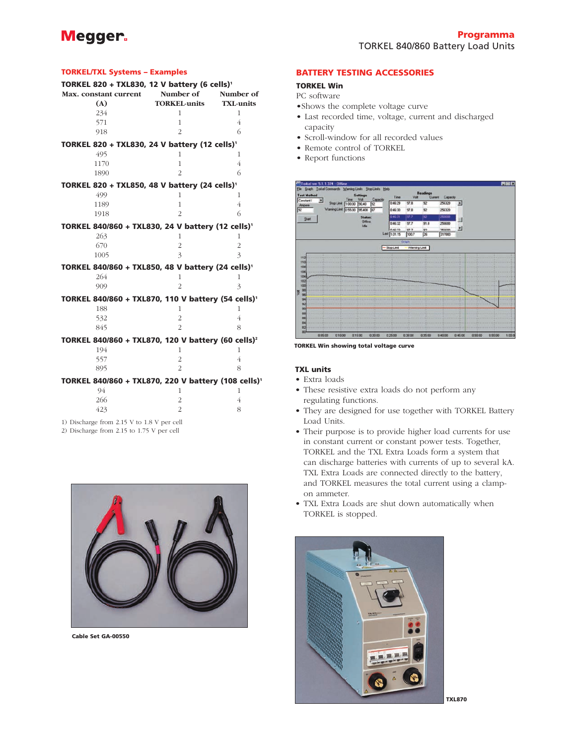## TORKEL/TXL Systems – Examples

**TORKEL 820 + TXL830, 12 V battery (6 cells)[1]**

| Max. constant current (A) | Number of TORKEL-units | Number of TXL-units |
|---|---|---|
| 234 | 1 | 1 |
| 571 | 1 | 4 |
| 918 | 2 | 6 |

**TORKEL 820 + TXL830, 24 V battery (12 cells)[1]**

| Max. constant current (A) | Number of TORKEL-units | Number of TXL-units |
|---|---|---|
| 495 | 1 | 1 |
| 1170 | 1 | 4 |
| 1890 | 2 | 6 |

**TORKEL 820 + TXL850, 48 V battery (24 cells)[1]**

| Max. constant current (A) | Number of TORKEL-units | Number of TXL-units |
|---|---|---|
| 499 | 1 | 1 |
| 1189 | 1 | 4 |
| 1918 | 2 | 6 |

**TORKEL 840/860 + TXL830, 24 V battery (12 cells)[1]**

| Max. constant current (A) | Number of TORKEL-units | Number of TXL-units |
|---|---|---|
| 263 | 1 | 1 |
| 670 | 2 | 2 |
| 1005 | 3 | 3 |

**TORKEL 840/860 + TXL850, 48 V battery (24 cells)[1]**

| Max. constant current (A) | Number of TORKEL-units | Number of TXL-units |
|---|---|---|
| 264 | 1 | 1 |
| 909 | 2 | 3 |

**TORKEL 840/860 + TXL870, 110 V battery (54 cells)[1]**

| Max. constant current (A) | Number of TORKEL-units | Number of TXL-units |
|---|---|---|
| 188 | 1 | 1 |
| 532 | 2 | 4 |
| 845 | 2 | 8 |

**TORKEL 840/860 + TXL870, 120 V battery (60 cells)[2]**

| Max. constant current (A) | Number of TORKEL-units | Number of TXL-units |
|---|---|---|
| 194 | 1 | 1 |
| 557 | 2 | 4 |
| 895 | 2 | 8 |

**TORKEL 840/860 + TXL870, 220 V battery (108 cells)[1]**

| Max. constant current (A) | Number of TORKEL-units | Number of TXL-units |
|---|---|---|
| 94 | 1 | 1 |
| 266 | 2 | 4 |
| 423 | 2 | 8 |

1) Discharge from 2.15 V to 1.8 V per cell
2) Discharge from 2.15 to 1.75 V per cell

Cable Set GA-00550

## BATTERY TESTING ACCESSORIES

### TORKEL Win

PC software

- Shows the complete voltage curve
- Last recorded time, voltage, current and discharged capacity
- Scroll-window for all recorded values
- Remote control of TORKEL
- Report functions

TORKEL Win showing total voltage curve

### TXL units

- Extra loads
- These resistive extra loads do not perform any regulating functions.
- They are designed for use together with TORKEL Battery Load Units.
- Their purpose is to provide higher load currents for use in constant current or constant power tests. Together, TORKEL and the TXL Extra Loads form a system that can discharge batteries with currents of up to several kA. TXL Extra Loads are connected directly to the battery, and TORKEL measures the total current using a clamp-on ammeter.
- TXL Extra Loads are shut down automatically when TORKEL is stopped.

TXL870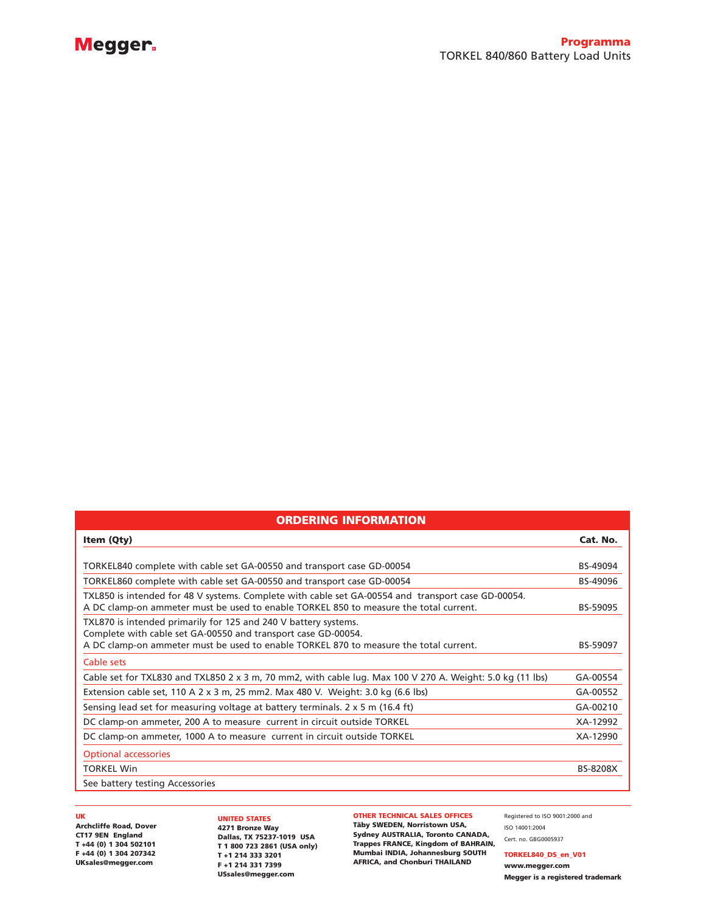## ORDERING INFORMATION

| Item (Qty) | Cat. No. |
|---|---|
| TORKEL840 complete with cable set GA-00550 and transport case GD-00054 | BS-49094 |
| TORKEL860 complete with cable set GA-00550 and transport case GD-00054 | BS-49096 |
| TXL850 is intended for 48 V systems. Complete with cable set GA-00554 and transport case GD-00054. A DC clamp-on ammeter must be used to enable TORKEL 850 to measure the total current. | BS-59095 |
| TXL870 is intended primarily for 125 and 240 V battery systems. Complete with cable set GA-00550 and transport case GD-00054. A DC clamp-on ammeter must be used to enable TORKEL 870 to measure the total current. | BS-59097 |
| **Cable sets** | |
| Cable set for TXL830 and TXL850 2 x 3 m, 70 mm2, with cable lug. Max 100 V 270 A. Weight: 5.0 kg (11 lbs) | GA-00554 |
| Extension cable set, 110 A 2 x 3 m, 25 mm2. Max 480 V. Weight: 3.0 kg (6.6 lbs) | GA-00552 |
| Sensing lead set for measuring voltage at battery terminals. 2 x 5 m (16.4 ft) | GA-00210 |
| DC clamp-on ammeter, 200 A to measure current in circuit outside TORKEL | XA-12992 |
| DC clamp-on ammeter, 1000 A to measure current in circuit outside TORKEL | XA-12990 |
| **Optional accessories** | |
| TORKEL Win | BS-8208X |
| See battery testing Accessories | |

**UK**
Archcliffe Road, Dover
CT17 9EN England
T +44 (0) 1 304 502101
F +44 (0) 1 304 207342
UKsales@megger.com

**UNITED STATES**
4271 Bronze Way
Dallas, TX 75237-1019 USA
T 1 800 723 2861 (USA only)
T +1 214 333 3201
F +1 214 331 7399
USsales@megger.com

**OTHER TECHNICAL SALES OFFICES**
Täby SWEDEN, Norristown USA, Sydney AUSTRALIA, Toronto CANADA, Trappes FRANCE, Kingdom of BAHRAIN, Mumbai INDIA, Johannesburg SOUTH AFRICA, and Chonburi THAILAND

Registered to ISO 9001:2000 and ISO 14001:2004
Cert. no. GBG0005937

TORKEL840_DS_en_V01
www.megger.com
Megger is a registered trademark